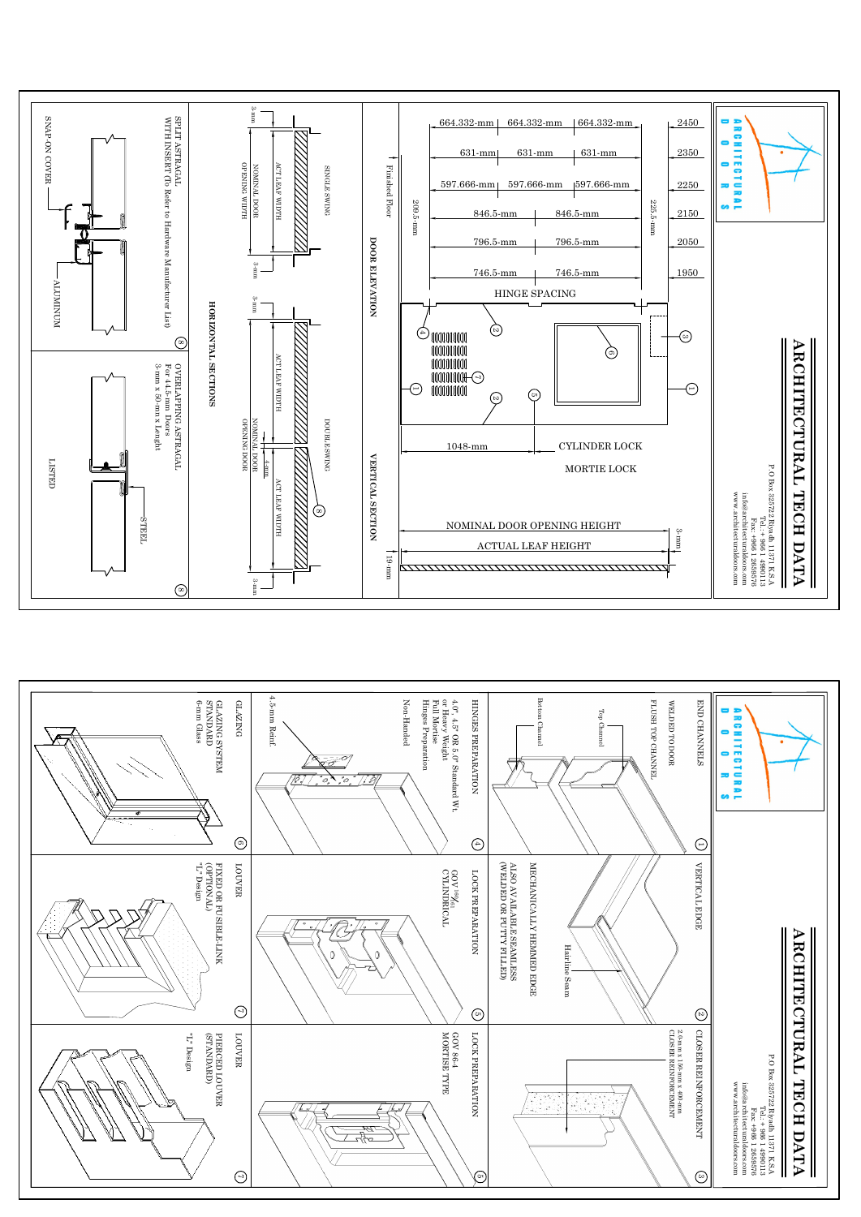# ARCHITECTURAL TECH DATA

ARCHITECTURAL DOORS

P O Box 325722 Riyadh 11371 K.S.A
Tel.: +966 1 4980113
Fax: +966 1 2659576
info@architecturaldoors.com
www.architecturaldoors.com

## HINGE SPACING

| Height | Spacing | | |
|---|---|---|---|
| 2450 | 664.332-mm | 664.332-mm | 664.332-mm |
| 2350 | 631-mm | 631-mm | 631-mm |
| 2250 | 597.666-mm | 597.666-mm | 597.666-mm |
| 2150 | 846.5-mm | 846.5-mm | |
| 2050 | 796.5-mm | 796.5-mm | |
| 1950 | 746.5-mm | 746.5-mm | |

209.5-mm

225.5-mm

Finished Floor

1048-mm

CYLINDER LOCK

MORTIE LOCK

NOMINAL DOOR OPENING HEIGHT

ACTUAL LEAF HEIGHT

3-mm

19-mm

### DOOR ELEVATION

### VERTICAL SECTION

SINGLE SWING

ACT LEAF WIDTH

NOMINAL DOOR OPENING WIDTH

3-mm

DOUBLE SWING

4-mm

### HORIZONTAL SECTIONS

SPLIT ASTRAGAL WITH INSERT (To Refer to Hardware Manufacturer List)

SNAP-ON COVER

ALUMINUM

OVERLAPPING ASTRAGAL
For 44.5-mm Doors
3-mm x 50-mm x Lenght

LISTED

STEEL

---

# ARCHITECTURAL TECH DATA

ARCHITECTURAL DOORS

P O Box 325722 Riyadh 11371 K.S.A
Tel.: +966 1 4980113
Fax: +966 1 2659576
info@architecturaldoors.com
www.architecturaldoors.com

1. END CHANNELS
   WELDED TO DOOR
   FLUSH TOP CHANNEL
   Top Channel
   Bottom Channel

2. VERTICAL EDGE
   MECHANICALLY HEMMED EDGE
   ALSO AVAILABLE SEAMLESS (WELDED OR PUTTY FILLED)
   Hairline Seam

3. CLOSER REINFORCEMENT
   2.0-mm x 150-mm x 400-mm CLOSER REINFORCEMENT

4. HINGES PREPARATION
   4.0", 4.5" OR 5.0" Standard Wt. or Heavy Weight
   Full Mortise
   Hinges Preparation
   Non-Handed
   4.5-mm Reinf.

5. LOCK PREPARATION
   GOV 160/61
   CYLINDRICAL

5. LOCK PREPARATION
   GOV 86-4
   MORTISE TYPE

6. GLAZING
   GLAZING SYSTEM
   STANDARD
   6-mm Glass

7. LOUVER
   FIXED OR FUSIBLE-LINK (OPTIONAL)
   "L" Design

7. LOUVER
   PIERCED LOUVER (STANDARD)
   "L" Design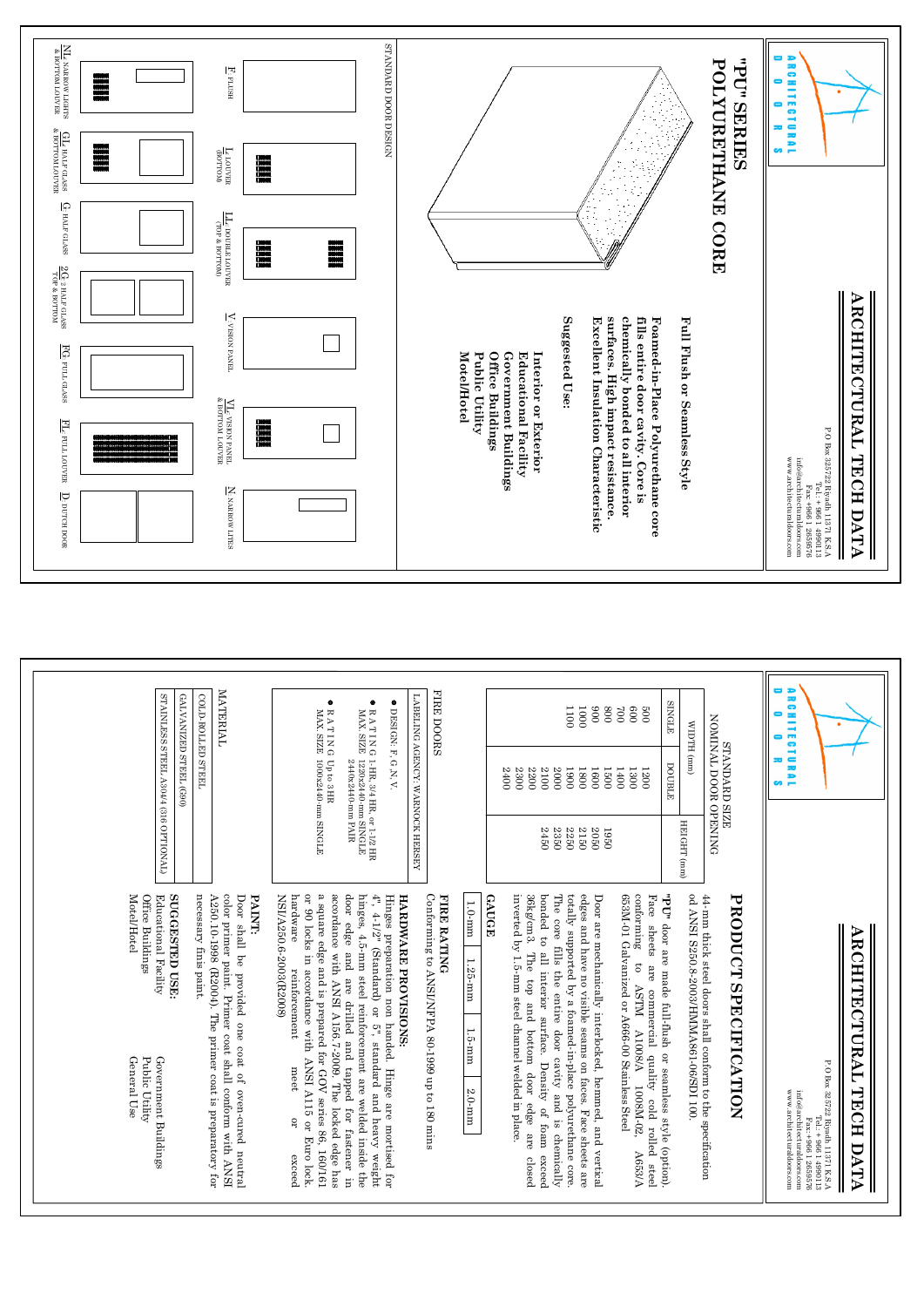# ARCHITECTURAL TECH DATA

ARCHITECTURAL DOORS

P.O Box 325722 Riyadh 11371 K.S.A
Tel.: +966 1 4990113
Fax: +966 1 2659576
info@architecturaldoors.com
www.architecturaldoors.com

# "PU" SERIES POLYURETHANE CORE

**Full Flush or Seamless Style**

**Foamed-in-Place Polyurethane core fills entire door cavity. Core is chemically bonded to all interior surfaces. High impact resistance. Excellent Insulation Characteristic**

**Suggested Use:**

**Interior or Exterior**
**Educational Facility**
**Government Buildings**
**Office Buildings**
**Public Utility**
**Motel/Hotel**

STANDARD DOOR DESIGN

F FLUSH
L LOUVER (BOTTOM)
LL DOUBLE LOUVER (TOP & BOTTOM)
V VISION PANEL
VL VISION PANEL & BOTTOM LOUVER
N NARROW LITES
NL NARROW LIGHTS & BOTTOM LOUVER
GL HALF GLASS & BOTTOM LOUVER
G HALF GLASS
2G 2 HALF GLASS TOP & BOTTOM
FG FULL GLASS
FL FULL LOUVER
D DUTCH DOOR

---

# ARCHITECTURAL TECH DATA

ARCHITECTURAL DOORS

P.O Box 325722 Riyadh 11371 K.S.A
Tel.: +966 1 4990113
Fax: +966 1 2659576
info@architecturaldoors.com
www.architecturaldoors.com

STANDARD SIZE
NOMINAL DOOR OPENING

| WIDTH (mm) | | HEIGHT (mm) |
|---|---|---|
| SINGLE | DOUBLE | |
| 500 | 1200 | 1950 |
| 600 | 1300 | 2050 |
| 700 | 1400 | 2150 |
| 800 | 1500 | 2250 |
| 900 | 1600 | 2350 |
| 1000 | 1800 | 2450 |
| 1100 | 1900 | |
| | 2000 | |
| | 2100 | |
| | 2200 | |
| | 2300 | |
| | 2400 | |

FIRE DOORS

LABELING AGENCY: WARNOCK HERSEY

- DESIGN: F, G, N, V.
- R A T I N G 1-HR, 3/4 HR, or 1-1/2 HR
  MAX SIZE 1220x2440 mm SINGLE
  2440x2440 mm PAIR
- R A T I N G Up to 3 HR
  MAX SIZE 1000x2440 mm SINGLE

MATERIAL

| |
|---|
| COLD ROLLED STEEL |
| GALVANIZED STEEL (G90) |
| STAINLESS STEEL A304/4 (316 OPTIONAL) |

# PRODUCT SPECIFICATION

44-mm thick steel doors shall conform to the specification od ANSI S250.8-2003/HMMA861-06/SDI 100.

**"PU"** door are made full-flush or seamless style (option). Face sheets are commercial quality cold rolled steel conforming to ASTM A1008/A 1008M-02, A653/A 653M-01 Galvanized or A666-00 Stainless Steel

Door are mechanically interlocked, hemmed, and vertical edges and have no visible seams on faces. Face sheets are totally supported by a foamed-in-place polyurethane core. The core fills the entire door cavity and is chemically bonded to all interior surface. Density of foam exceed 36kg/cm3. The top and bottom door edge are closed inverted by 1.5-mm steel channel welded in place.

**GAUGE**

| | | | |
|---|---|---|---|
| 1.0-mm | 1.25-mm | 1.5-mm | 2.0-mm |

**FIRE RATING**
Conforming to ANSI/NFPA 80-1999 up to 180 mins

**HARDWARE PROVISIONS:**
Hinges preparation non handed. Hinge are mortised for 4", 4-1/2" (Standard) or 5", standard and heavy weight hinges. 4.5-mm steel reinforcement are welded inside the door edge and are drilled and tapped for fastener in accordance with ANSI A156.7-2009. The locked edge has a square edge and is prepared for GOV series 86, 160/161 or 90 locks in accordance with ANSI A115 or Euro lock. hardware reinforcement meet or exceed NSI/A250.6-2003(R2009)

**PAINT:**
Door shall be provided one coat of oven-cured neutral color primer paint. Primer coat shall conform with ANSI A250.10-1998 (R2004). The primer coat is preparatory for necessary finis paint.

**SUGGESTED USE:**

Educational Facility
Office Buildings
Motel/Hotel
Government Buildings
Public Utility
General Use